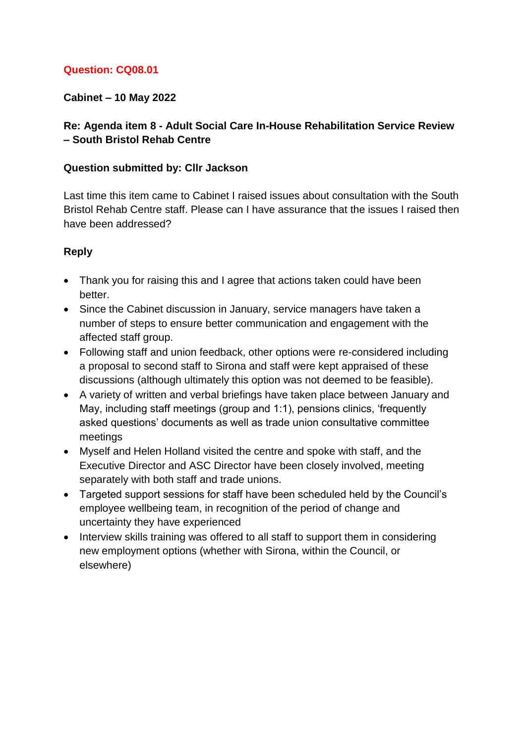**Question: CQ08.01**

**Cabinet – 10 May 2022**

**Re: Agenda item 8 - Adult Social Care In-House Rehabilitation Service Review – South Bristol Rehab Centre**

**Question submitted by: Cllr Jackson**

Last time this item came to Cabinet I raised issues about consultation with the South Bristol Rehab Centre staff. Please can I have assurance that the issues I raised then have been addressed?

**Reply**

- Thank you for raising this and I agree that actions taken could have been better.
- Since the Cabinet discussion in January, service managers have taken a number of steps to ensure better communication and engagement with the affected staff group.
- Following staff and union feedback, other options were re-considered including a proposal to second staff to Sirona and staff were kept appraised of these discussions (although ultimately this option was not deemed to be feasible).
- A variety of written and verbal briefings have taken place between January and May, including staff meetings (group and 1:1), pensions clinics, 'frequently asked questions' documents as well as trade union consultative committee meetings
- Myself and Helen Holland visited the centre and spoke with staff, and the Executive Director and ASC Director have been closely involved, meeting separately with both staff and trade unions.
- Targeted support sessions for staff have been scheduled held by the Council's employee wellbeing team, in recognition of the period of change and uncertainty they have experienced
- Interview skills training was offered to all staff to support them in considering new employment options (whether with Sirona, within the Council, or elsewhere)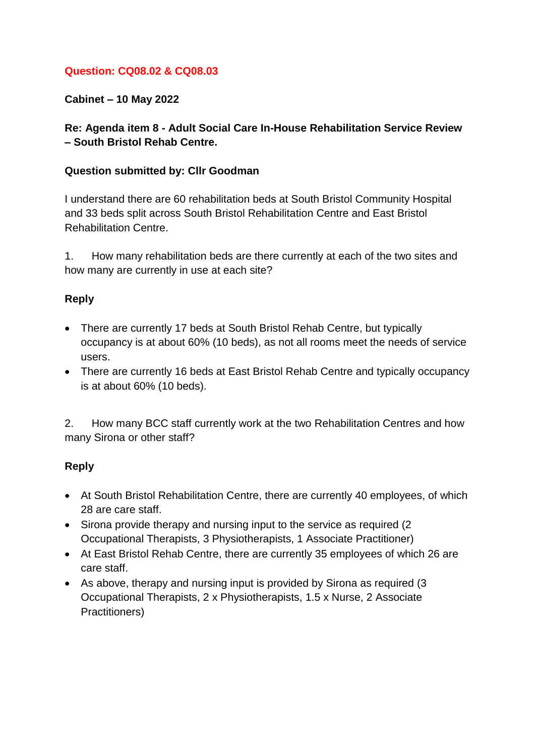**Question: CQ08.02 & CQ08.03**

**Cabinet – 10 May 2022**

**Re: Agenda item 8 - Adult Social Care In-House Rehabilitation Service Review – South Bristol Rehab Centre.**

**Question submitted by: Cllr Goodman**

I understand there are 60 rehabilitation beds at South Bristol Community Hospital and 33 beds split across South Bristol Rehabilitation Centre and East Bristol Rehabilitation Centre.

1. How many rehabilitation beds are there currently at each of the two sites and how many are currently in use at each site?

**Reply**

- There are currently 17 beds at South Bristol Rehab Centre, but typically occupancy is at about 60% (10 beds), as not all rooms meet the needs of service users.
- There are currently 16 beds at East Bristol Rehab Centre and typically occupancy is at about 60% (10 beds).

2. How many BCC staff currently work at the two Rehabilitation Centres and how many Sirona or other staff?

**Reply**

- At South Bristol Rehabilitation Centre, there are currently 40 employees, of which 28 are care staff.
- Sirona provide therapy and nursing input to the service as required (2 Occupational Therapists, 3 Physiotherapists, 1 Associate Practitioner)
- At East Bristol Rehab Centre, there are currently 35 employees of which 26 are care staff.
- As above, therapy and nursing input is provided by Sirona as required (3 Occupational Therapists, 2 x Physiotherapists, 1.5 x Nurse, 2 Associate Practitioners)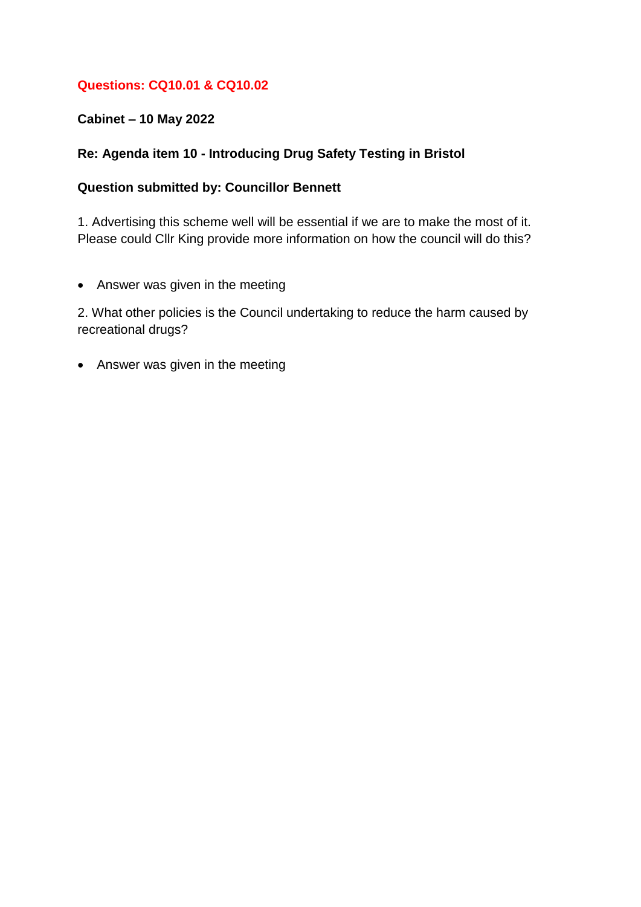**Questions: CQ10.01 & CQ10.02**

**Cabinet – 10 May 2022**

**Re: Agenda item 10 - Introducing Drug Safety Testing in Bristol**

**Question submitted by: Councillor Bennett**

1. Advertising this scheme well will be essential if we are to make the most of it. Please could Cllr King provide more information on how the council will do this?

- Answer was given in the meeting

2. What other policies is the Council undertaking to reduce the harm caused by recreational drugs?

- Answer was given in the meeting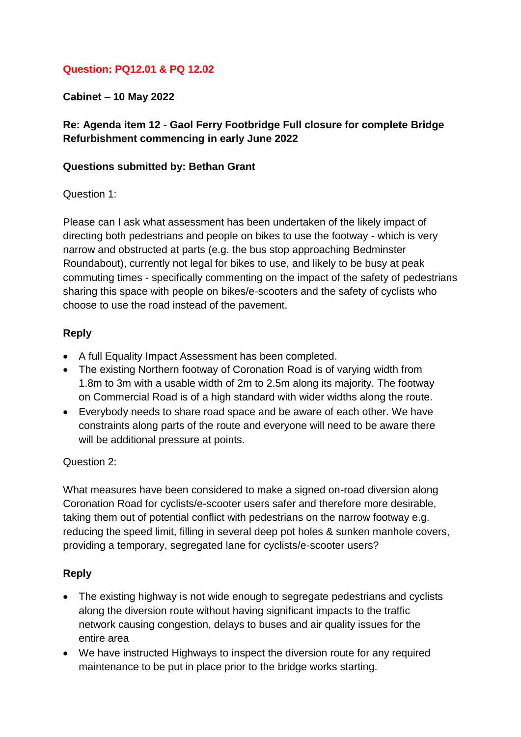**Question: PQ12.01 & PQ 12.02**

**Cabinet – 10 May 2022**

**Re: Agenda item 12 - Gaol Ferry Footbridge Full closure for complete Bridge Refurbishment commencing in early June 2022**

**Questions submitted by: Bethan Grant**

Question 1:

Please can I ask what assessment has been undertaken of the likely impact of directing both pedestrians and people on bikes to use the footway - which is very narrow and obstructed at parts (e.g. the bus stop approaching Bedminster Roundabout), currently not legal for bikes to use, and likely to be busy at peak commuting times - specifically commenting on the impact of the safety of pedestrians sharing this space with people on bikes/e-scooters and the safety of cyclists who choose to use the road instead of the pavement.

**Reply**

- A full Equality Impact Assessment has been completed.
- The existing Northern footway of Coronation Road is of varying width from 1.8m to 3m with a usable width of 2m to 2.5m along its majority. The footway on Commercial Road is of a high standard with wider widths along the route.
- Everybody needs to share road space and be aware of each other. We have constraints along parts of the route and everyone will need to be aware there will be additional pressure at points.

Question 2:

What measures have been considered to make a signed on-road diversion along Coronation Road for cyclists/e-scooter users safer and therefore more desirable, taking them out of potential conflict with pedestrians on the narrow footway e.g. reducing the speed limit, filling in several deep pot holes & sunken manhole covers, providing a temporary, segregated lane for cyclists/e-scooter users?

**Reply**

- The existing highway is not wide enough to segregate pedestrians and cyclists along the diversion route without having significant impacts to the traffic network causing congestion, delays to buses and air quality issues for the entire area
- We have instructed Highways to inspect the diversion route for any required maintenance to be put in place prior to the bridge works starting.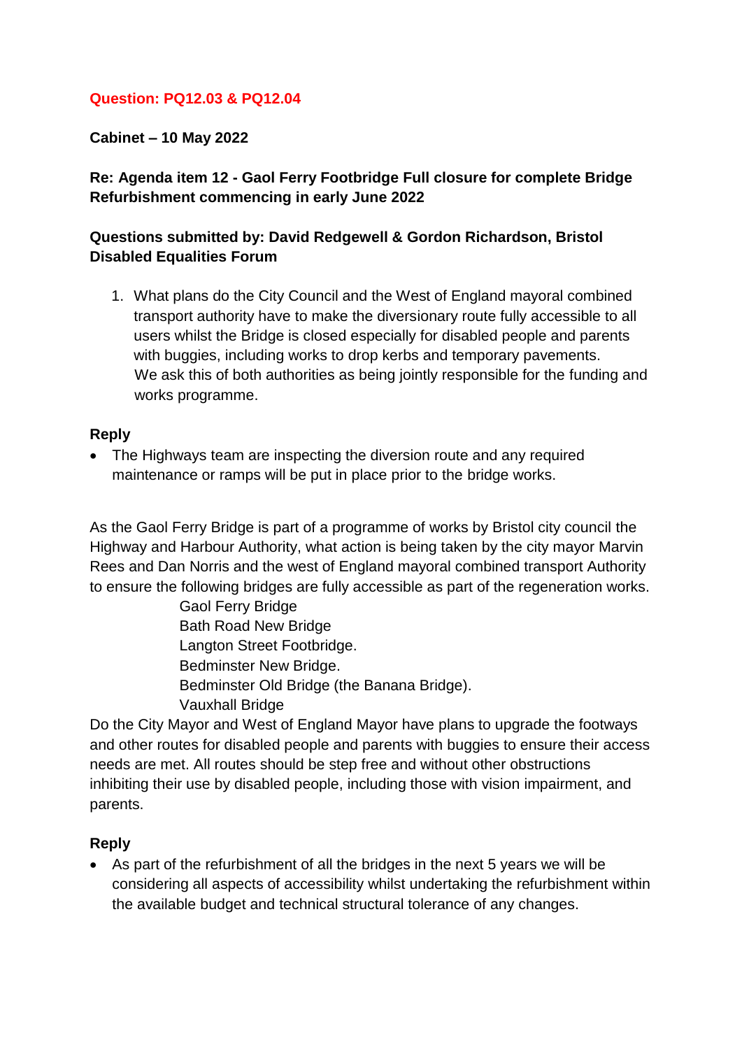**Question: PQ12.03 & PQ12.04**

**Cabinet – 10 May 2022**

**Re: Agenda item 12 - Gaol Ferry Footbridge Full closure for complete Bridge Refurbishment commencing in early June 2022**

**Questions submitted by: David Redgewell & Gordon Richardson, Bristol Disabled Equalities Forum**

1. What plans do the City Council and the West of England mayoral combined transport authority have to make the diversionary route fully accessible to all users whilst the Bridge is closed especially for disabled people and parents with buggies, including works to drop kerbs and temporary pavements. We ask this of both authorities as being jointly responsible for the funding and works programme.

**Reply**

- The Highways team are inspecting the diversion route and any required maintenance or ramps will be put in place prior to the bridge works.

As the Gaol Ferry Bridge is part of a programme of works by Bristol city council the Highway and Harbour Authority, what action is being taken by the city mayor Marvin Rees and Dan Norris and the west of England mayoral combined transport Authority to ensure the following bridges are fully accessible as part of the regeneration works.

Gaol Ferry Bridge
Bath Road New Bridge
Langton Street Footbridge.
Bedminster New Bridge.
Bedminster Old Bridge (the Banana Bridge).
Vauxhall Bridge

Do the City Mayor and West of England Mayor have plans to upgrade the footways and other routes for disabled people and parents with buggies to ensure their access needs are met. All routes should be step free and without other obstructions inhibiting their use by disabled people, including those with vision impairment, and parents.

**Reply**

- As part of the refurbishment of all the bridges in the next 5 years we will be considering all aspects of accessibility whilst undertaking the refurbishment within the available budget and technical structural tolerance of any changes.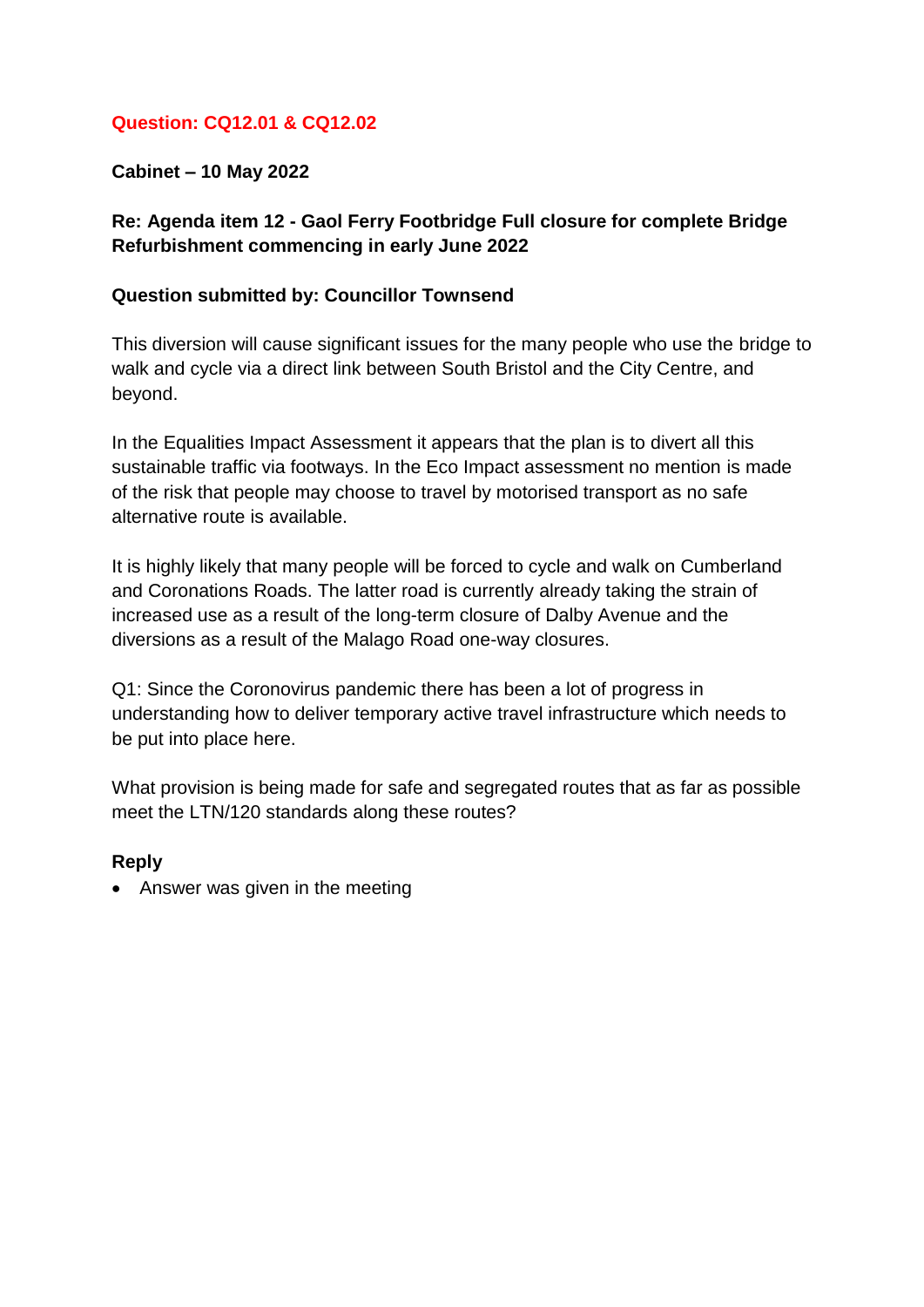**Question: CQ12.01 & CQ12.02**

**Cabinet – 10 May 2022**

**Re: Agenda item 12 - Gaol Ferry Footbridge Full closure for complete Bridge Refurbishment commencing in early June 2022**

**Question submitted by: Councillor Townsend**

This diversion will cause significant issues for the many people who use the bridge to walk and cycle via a direct link between South Bristol and the City Centre, and beyond.

In the Equalities Impact Assessment it appears that the plan is to divert all this sustainable traffic via footways. In the Eco Impact assessment no mention is made of the risk that people may choose to travel by motorised transport as no safe alternative route is available.

It is highly likely that many people will be forced to cycle and walk on Cumberland and Coronations Roads. The latter road is currently already taking the strain of increased use as a result of the long-term closure of Dalby Avenue and the diversions as a result of the Malago Road one-way closures.

Q1: Since the Coronovirus pandemic there has been a lot of progress in understanding how to deliver temporary active travel infrastructure which needs to be put into place here.

What provision is being made for safe and segregated routes that as far as possible meet the LTN/120 standards along these routes?

**Reply**

- Answer was given in the meeting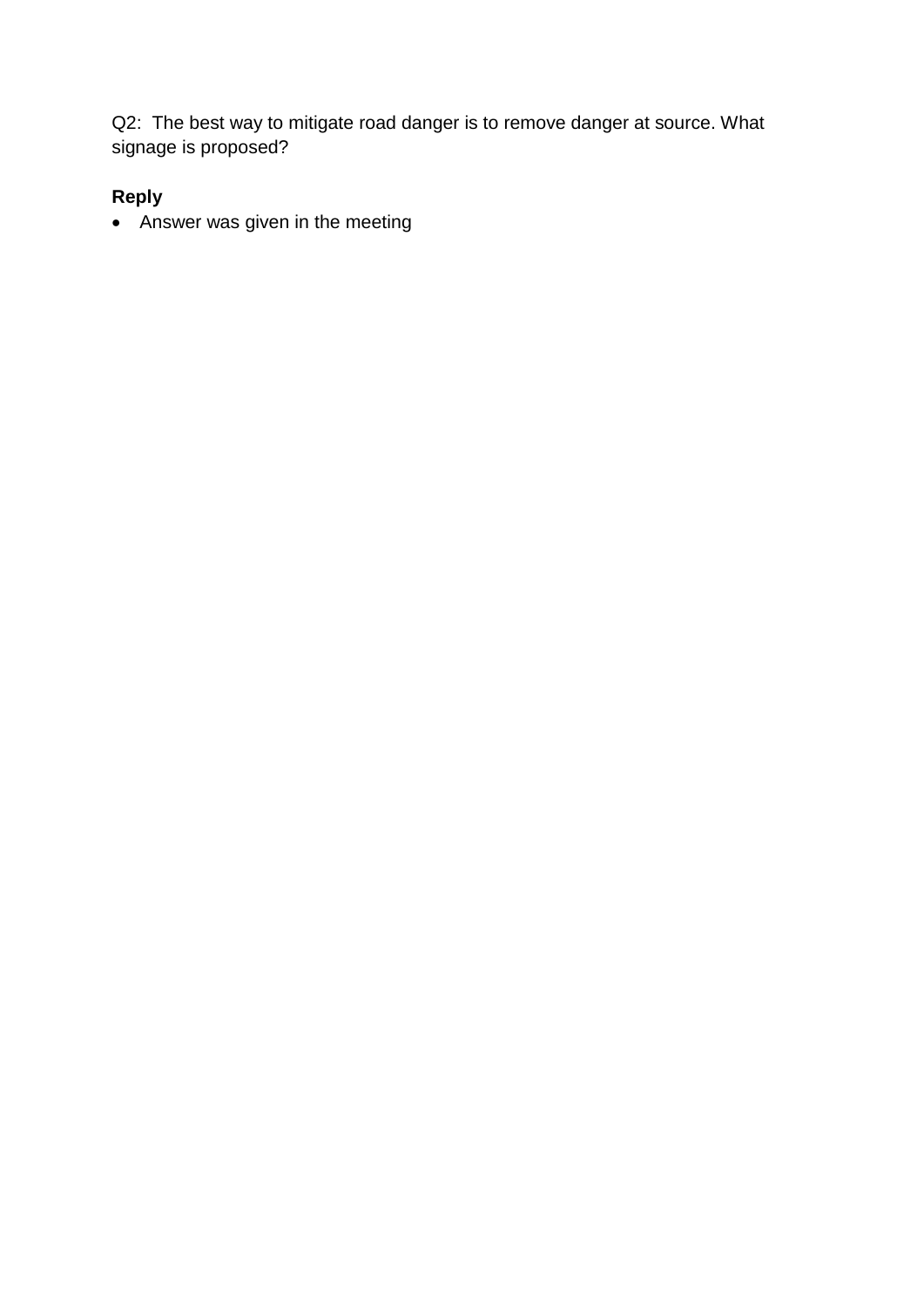Q2: The best way to mitigate road danger is to remove danger at source. What signage is proposed?

**Reply**

- Answer was given in the meeting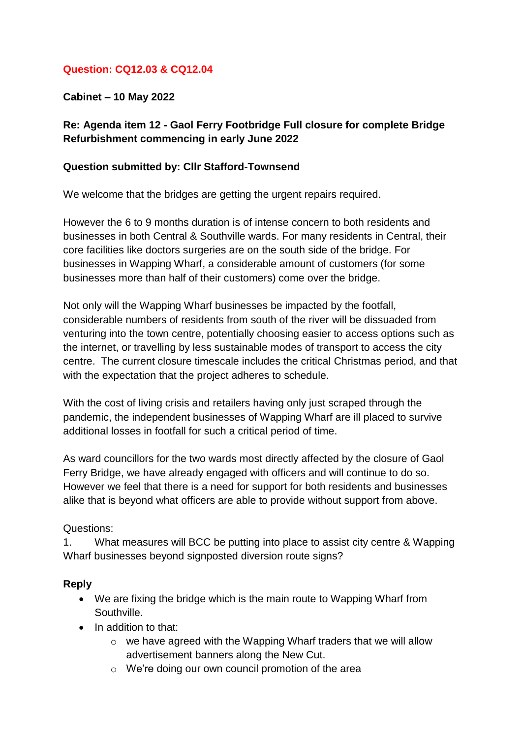**Question: CQ12.03 & CQ12.04**

**Cabinet – 10 May 2022**

**Re: Agenda item 12 - Gaol Ferry Footbridge Full closure for complete Bridge Refurbishment commencing in early June 2022**

**Question submitted by: Cllr Stafford-Townsend**

We welcome that the bridges are getting the urgent repairs required.

However the 6 to 9 months duration is of intense concern to both residents and businesses in both Central & Southville wards. For many residents in Central, their core facilities like doctors surgeries are on the south side of the bridge. For businesses in Wapping Wharf, a considerable amount of customers (for some businesses more than half of their customers) come over the bridge.

Not only will the Wapping Wharf businesses be impacted by the footfall, considerable numbers of residents from south of the river will be dissuaded from venturing into the town centre, potentially choosing easier to access options such as the internet, or travelling by less sustainable modes of transport to access the city centre. The current closure timescale includes the critical Christmas period, and that with the expectation that the project adheres to schedule.

With the cost of living crisis and retailers having only just scraped through the pandemic, the independent businesses of Wapping Wharf are ill placed to survive additional losses in footfall for such a critical period of time.

As ward councillors for the two wards most directly affected by the closure of Gaol Ferry Bridge, we have already engaged with officers and will continue to do so. However we feel that there is a need for support for both residents and businesses alike that is beyond what officers are able to provide without support from above.

Questions:

1. What measures will BCC be putting into place to assist city centre & Wapping Wharf businesses beyond signposted diversion route signs?

**Reply**

- We are fixing the bridge which is the main route to Wapping Wharf from Southville.
- In addition to that:
  - we have agreed with the Wapping Wharf traders that we will allow advertisement banners along the New Cut.
  - We're doing our own council promotion of the area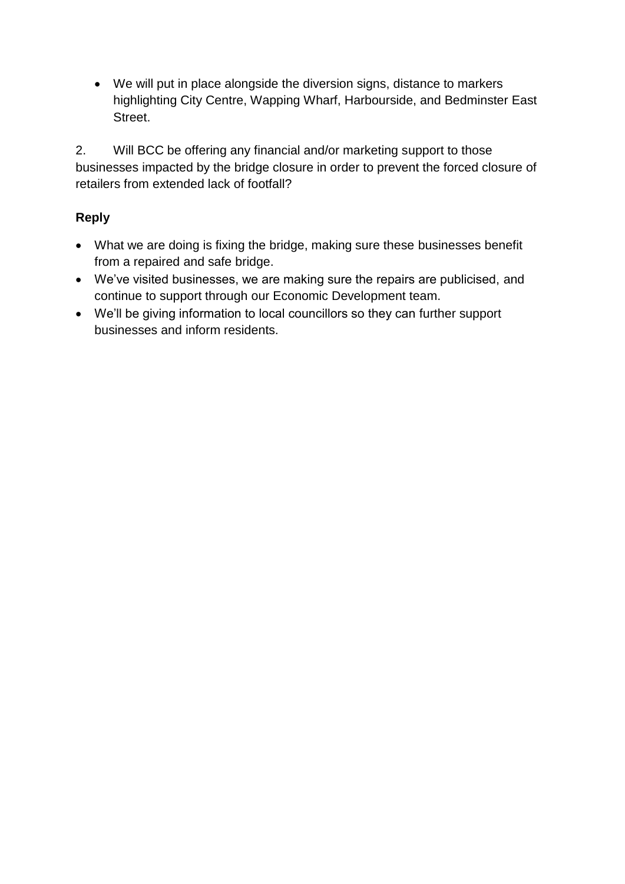- We will put in place alongside the diversion signs, distance to markers highlighting City Centre, Wapping Wharf, Harbourside, and Bedminster East Street.

2. Will BCC be offering any financial and/or marketing support to those businesses impacted by the bridge closure in order to prevent the forced closure of retailers from extended lack of footfall?

**Reply**

- What we are doing is fixing the bridge, making sure these businesses benefit from a repaired and safe bridge.
- We've visited businesses, we are making sure the repairs are publicised, and continue to support through our Economic Development team.
- We'll be giving information to local councillors so they can further support businesses and inform residents.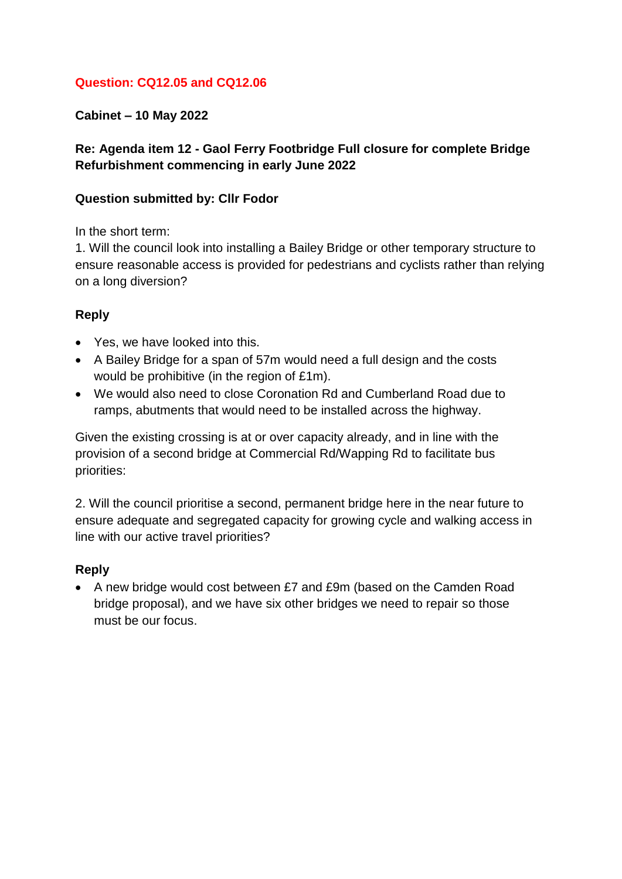**Question: CQ12.05 and CQ12.06**

**Cabinet – 10 May 2022**

**Re: Agenda item 12 - Gaol Ferry Footbridge Full closure for complete Bridge Refurbishment commencing in early June 2022**

**Question submitted by: Cllr Fodor**

In the short term:

1. Will the council look into installing a Bailey Bridge or other temporary structure to ensure reasonable access is provided for pedestrians and cyclists rather than relying on a long diversion?

**Reply**

- Yes, we have looked into this.
- A Bailey Bridge for a span of 57m would need a full design and the costs would be prohibitive (in the region of £1m).
- We would also need to close Coronation Rd and Cumberland Road due to ramps, abutments that would need to be installed across the highway.

Given the existing crossing is at or over capacity already, and in line with the provision of a second bridge at Commercial Rd/Wapping Rd to facilitate bus priorities:

2. Will the council prioritise a second, permanent bridge here in the near future to ensure adequate and segregated capacity for growing cycle and walking access in line with our active travel priorities?

**Reply**

- A new bridge would cost between £7 and £9m (based on the Camden Road bridge proposal), and we have six other bridges we need to repair so those must be our focus.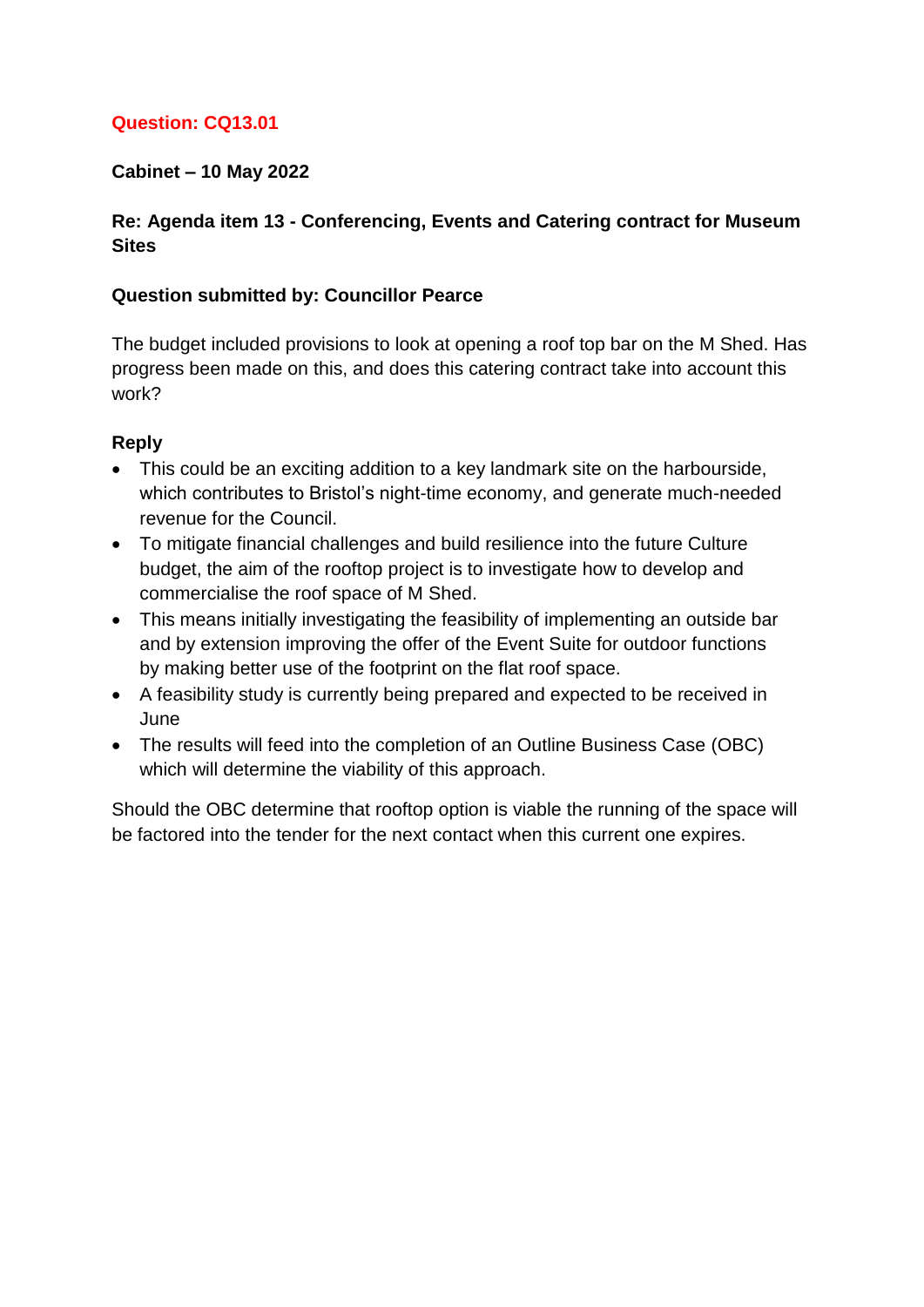**Question: CQ13.01**

**Cabinet – 10 May 2022**

**Re: Agenda item 13 - Conferencing, Events and Catering contract for Museum Sites**

**Question submitted by: Councillor Pearce**

The budget included provisions to look at opening a roof top bar on the M Shed. Has progress been made on this, and does this catering contract take into account this work?

**Reply**

- This could be an exciting addition to a key landmark site on the harbourside, which contributes to Bristol's night-time economy, and generate much-needed revenue for the Council.
- To mitigate financial challenges and build resilience into the future Culture budget, the aim of the rooftop project is to investigate how to develop and commercialise the roof space of M Shed.
- This means initially investigating the feasibility of implementing an outside bar and by extension improving the offer of the Event Suite for outdoor functions by making better use of the footprint on the flat roof space.
- A feasibility study is currently being prepared and expected to be received in June
- The results will feed into the completion of an Outline Business Case (OBC) which will determine the viability of this approach.

Should the OBC determine that rooftop option is viable the running of the space will be factored into the tender for the next contact when this current one expires.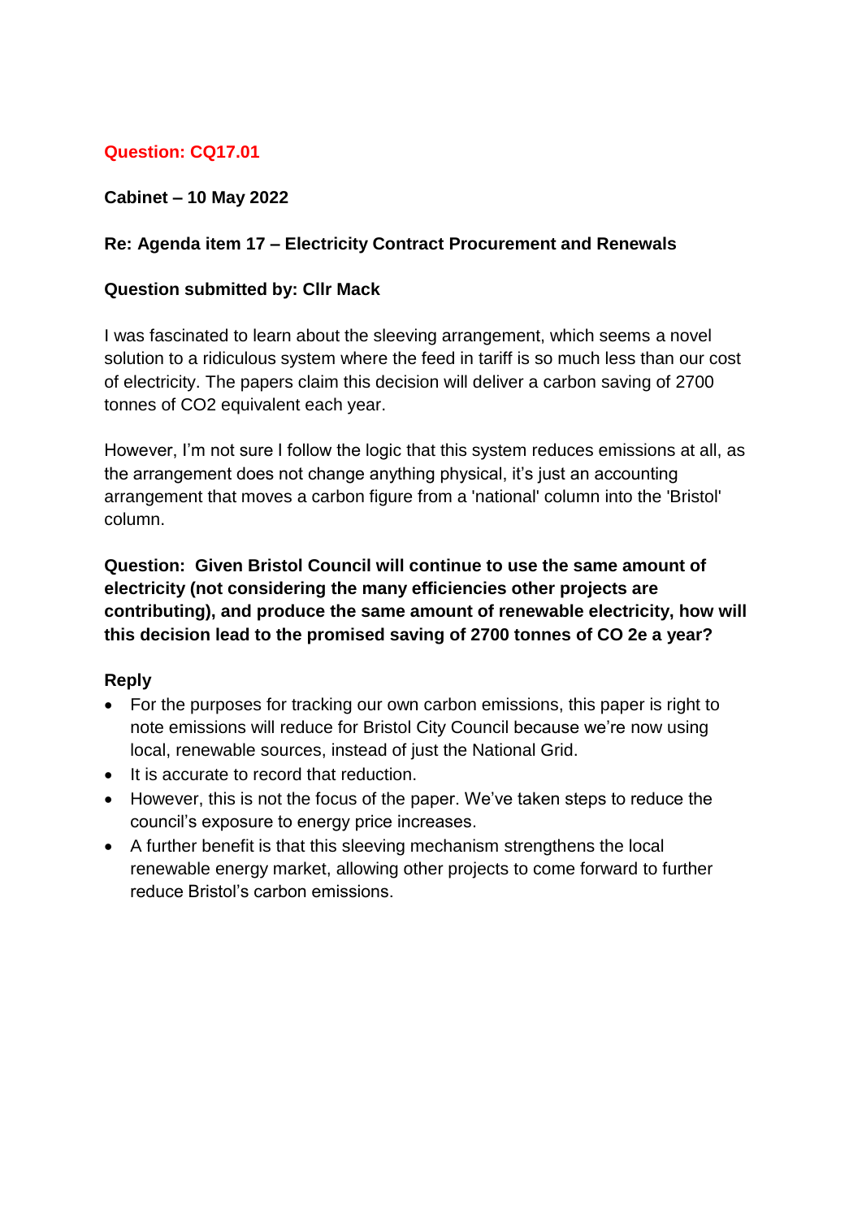**Question: CQ17.01**

**Cabinet – 10 May 2022**

**Re: Agenda item 17 – Electricity Contract Procurement and Renewals**

**Question submitted by: Cllr Mack**

I was fascinated to learn about the sleeving arrangement, which seems a novel solution to a ridiculous system where the feed in tariff is so much less than our cost of electricity. The papers claim this decision will deliver a carbon saving of 2700 tonnes of $CO_2$ equivalent each year.

However, I'm not sure I follow the logic that this system reduces emissions at all, as the arrangement does not change anything physical, it's just an accounting arrangement that moves a carbon figure from a 'national' column into the 'Bristol' column.

**Question: Given Bristol Council will continue to use the same amount of electricity (not considering the many efficiencies other projects are contributing), and produce the same amount of renewable electricity, how will this decision lead to the promised saving of 2700 tonnes of CO 2e a year?**

**Reply**

- For the purposes for tracking our own carbon emissions, this paper is right to note emissions will reduce for Bristol City Council because we're now using local, renewable sources, instead of just the National Grid.
- It is accurate to record that reduction.
- However, this is not the focus of the paper. We've taken steps to reduce the council's exposure to energy price increases.
- A further benefit is that this sleeving mechanism strengthens the local renewable energy market, allowing other projects to come forward to further reduce Bristol's carbon emissions.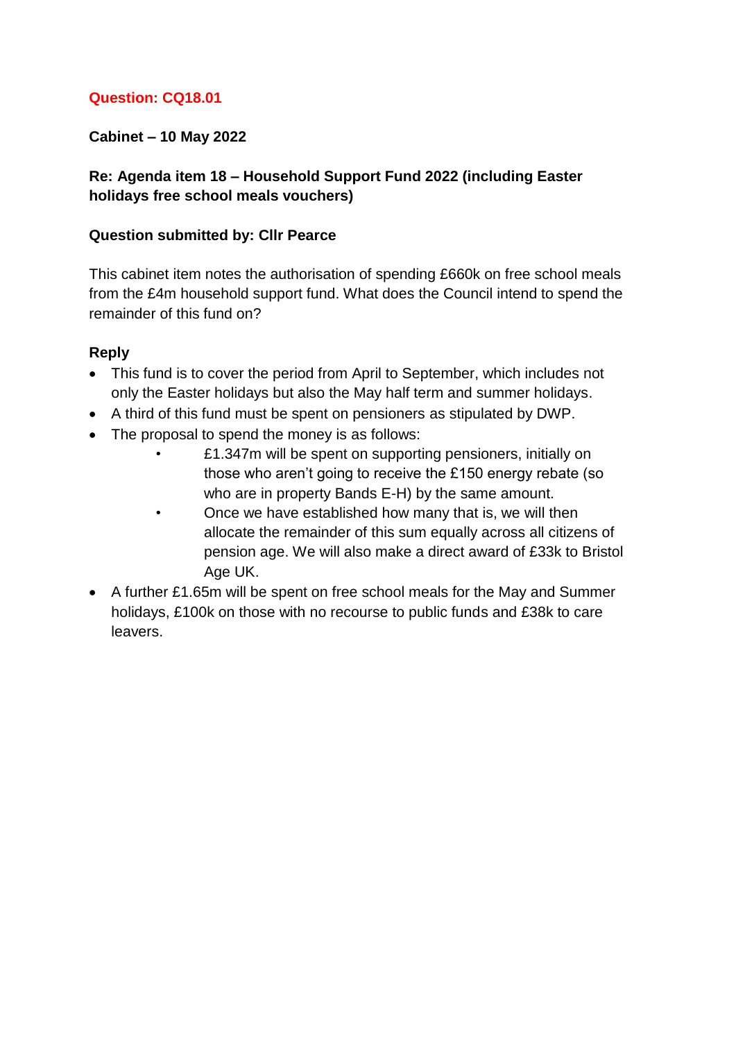**Question: CQ18.01**

**Cabinet – 10 May 2022**

**Re: Agenda item 18 – Household Support Fund 2022 (including Easter holidays free school meals vouchers)**

**Question submitted by: Cllr Pearce**

This cabinet item notes the authorisation of spending £660k on free school meals from the £4m household support fund. What does the Council intend to spend the remainder of this fund on?

**Reply**

- This fund is to cover the period from April to September, which includes not only the Easter holidays but also the May half term and summer holidays.
- A third of this fund must be spent on pensioners as stipulated by DWP.
- The proposal to spend the money is as follows:
    - £1.347m will be spent on supporting pensioners, initially on those who aren't going to receive the £150 energy rebate (so who are in property Bands E-H) by the same amount.
    - Once we have established how many that is, we will then allocate the remainder of this sum equally across all citizens of pension age. We will also make a direct award of £33k to Bristol Age UK.
- A further £1.65m will be spent on free school meals for the May and Summer holidays, £100k on those with no recourse to public funds and £38k to care leavers.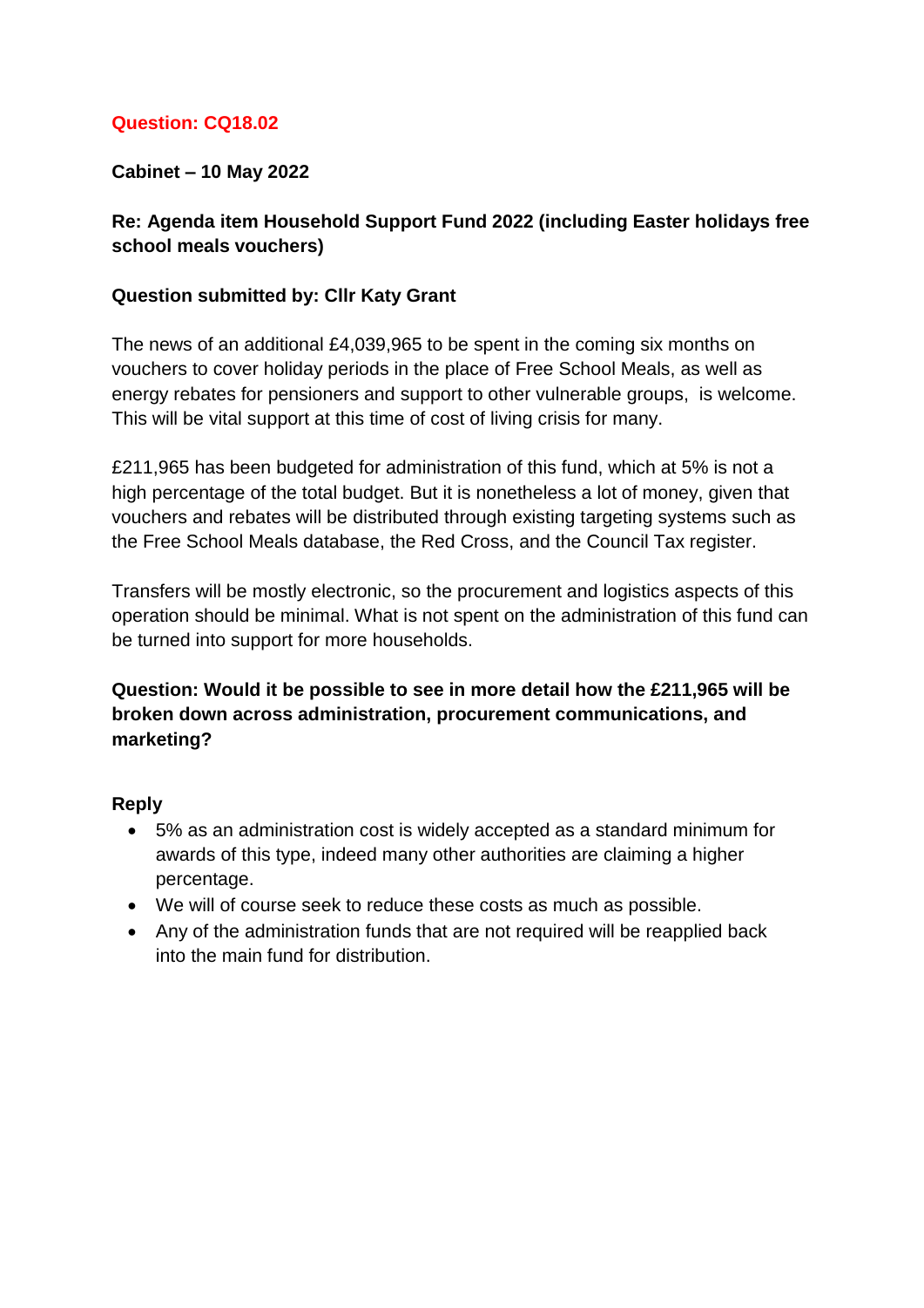**Question: CQ18.02**

**Cabinet – 10 May 2022**

**Re: Agenda item Household Support Fund 2022 (including Easter holidays free school meals vouchers)**

**Question submitted by: Cllr Katy Grant**

The news of an additional £4,039,965 to be spent in the coming six months on vouchers to cover holiday periods in the place of Free School Meals, as well as energy rebates for pensioners and support to other vulnerable groups, is welcome. This will be vital support at this time of cost of living crisis for many.

£211,965 has been budgeted for administration of this fund, which at 5% is not a high percentage of the total budget. But it is nonetheless a lot of money, given that vouchers and rebates will be distributed through existing targeting systems such as the Free School Meals database, the Red Cross, and the Council Tax register.

Transfers will be mostly electronic, so the procurement and logistics aspects of this operation should be minimal. What is not spent on the administration of this fund can be turned into support for more households.

**Question: Would it be possible to see in more detail how the £211,965 will be broken down across administration, procurement communications, and marketing?**

**Reply**

- 5% as an administration cost is widely accepted as a standard minimum for awards of this type, indeed many other authorities are claiming a higher percentage.
- We will of course seek to reduce these costs as much as possible.
- Any of the administration funds that are not required will be reapplied back into the main fund for distribution.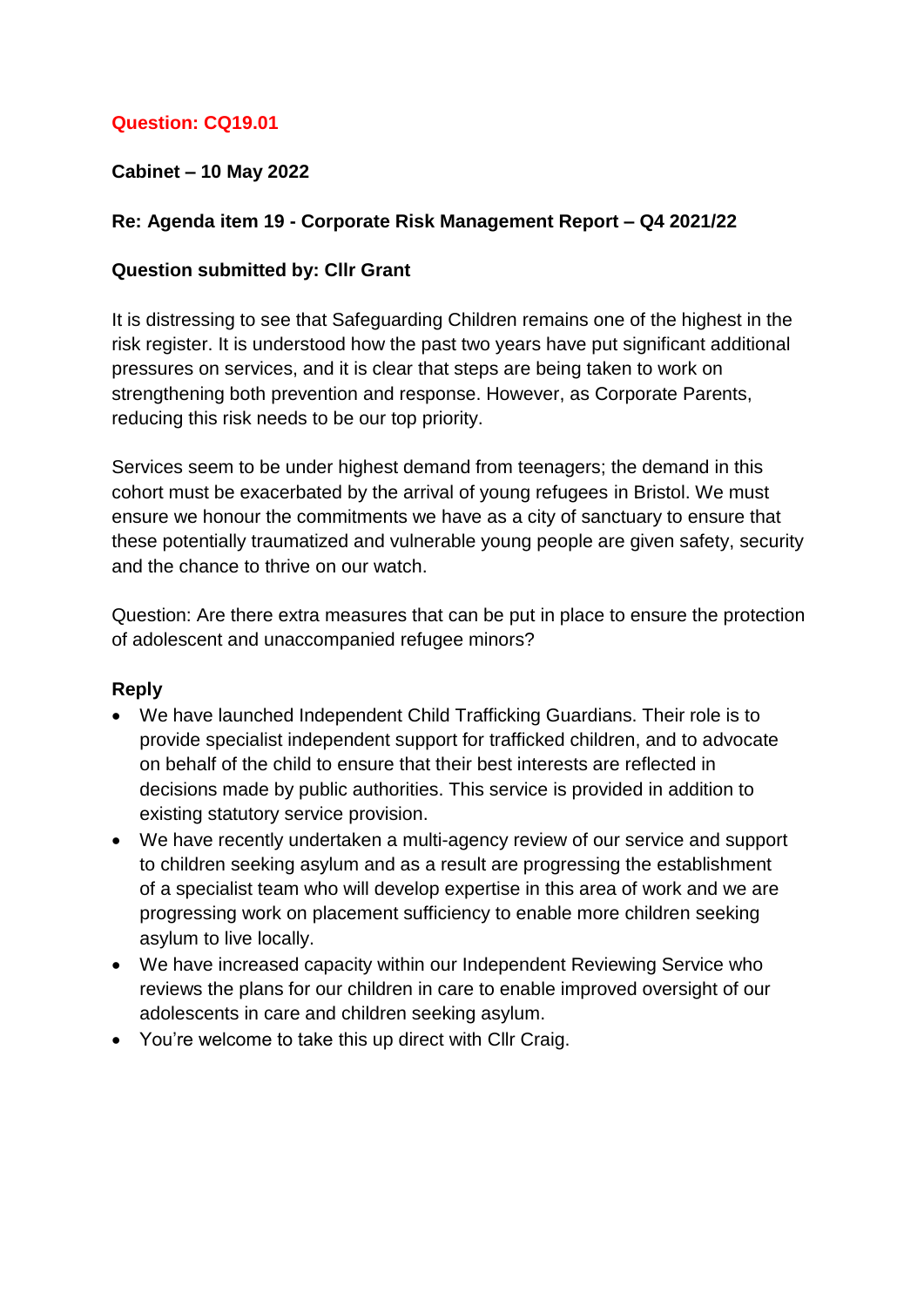**Question: CQ19.01**

**Cabinet – 10 May 2022**

**Re: Agenda item 19 - Corporate Risk Management Report – Q4 2021/22**

**Question submitted by: Cllr Grant**

It is distressing to see that Safeguarding Children remains one of the highest in the risk register. It is understood how the past two years have put significant additional pressures on services, and it is clear that steps are being taken to work on strengthening both prevention and response. However, as Corporate Parents, reducing this risk needs to be our top priority.

Services seem to be under highest demand from teenagers; the demand in this cohort must be exacerbated by the arrival of young refugees in Bristol. We must ensure we honour the commitments we have as a city of sanctuary to ensure that these potentially traumatized and vulnerable young people are given safety, security and the chance to thrive on our watch.

Question: Are there extra measures that can be put in place to ensure the protection of adolescent and unaccompanied refugee minors?

**Reply**

- We have launched Independent Child Trafficking Guardians. Their role is to provide specialist independent support for trafficked children, and to advocate on behalf of the child to ensure that their best interests are reflected in decisions made by public authorities. This service is provided in addition to existing statutory service provision.
- We have recently undertaken a multi-agency review of our service and support to children seeking asylum and as a result are progressing the establishment of a specialist team who will develop expertise in this area of work and we are progressing work on placement sufficiency to enable more children seeking asylum to live locally.
- We have increased capacity within our Independent Reviewing Service who reviews the plans for our children in care to enable improved oversight of our adolescents in care and children seeking asylum.
- You're welcome to take this up direct with Cllr Craig.